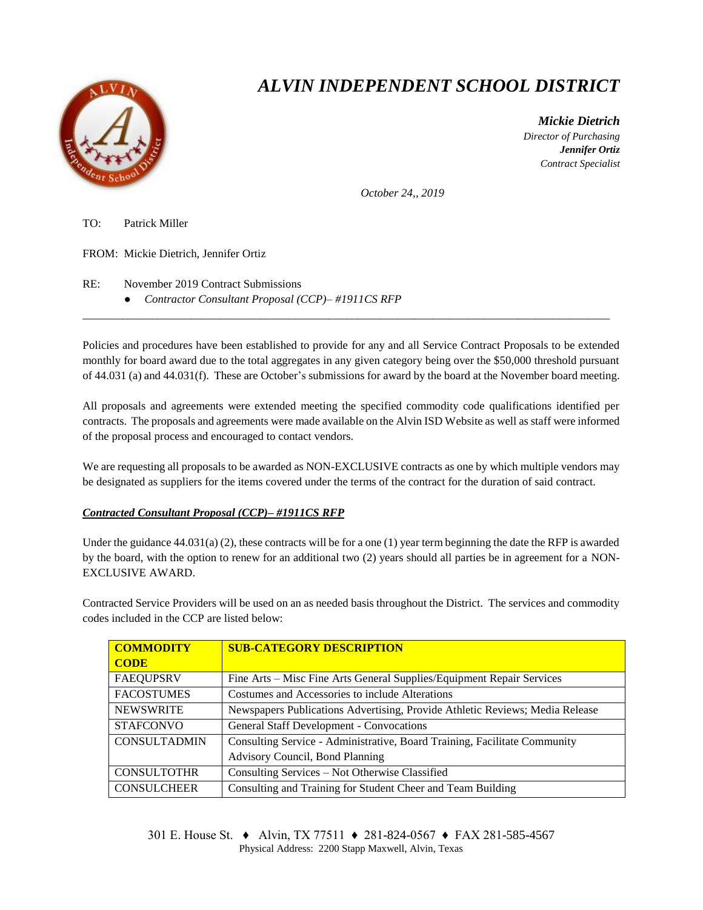# *ALVIN INDEPENDENT SCHOOL DISTRICT*

***Mickie Dietrich***
*Director of Purchasing*
***Jennifer Ortiz***
*Contract Specialist*

*October 24,, 2019*

TO: Patrick Miller

FROM: Mickie Dietrich, Jennifer Ortiz

RE: November 2019 Contract Submissions

- *Contractor Consultant Proposal (CCP)– #1911CS RFP*

---

Policies and procedures have been established to provide for any and all Service Contract Proposals to be extended monthly for board award due to the total aggregates in any given category being over the $50,000 threshold pursuant of 44.031 (a) and 44.031(f). These are October's submissions for award by the board at the November board meeting.

All proposals and agreements were extended meeting the specified commodity code qualifications identified per contracts. The proposals and agreements were made available on the Alvin ISD Website as well as staff were informed of the proposal process and encouraged to contact vendors.

We are requesting all proposals to be awarded as NON-EXCLUSIVE contracts as one by which multiple vendors may be designated as suppliers for the items covered under the terms of the contract for the duration of said contract.

***Contracted Consultant Proposal (CCP)– #1911CS RFP***

Under the guidance 44.031(a) (2), these contracts will be for a one (1) year term beginning the date the RFP is awarded by the board, with the option to renew for an additional two (2) years should all parties be in agreement for a NON-EXCLUSIVE AWARD.

Contracted Service Providers will be used on an as needed basis throughout the District. The services and commodity codes included in the CCP are listed below:

| COMMODITY CODE | SUB-CATEGORY DESCRIPTION |
|---|---|
| FAEQUPSRV | Fine Arts – Misc Fine Arts General Supplies/Equipment Repair Services |
| FACOSTUMES | Costumes and Accessories to include Alterations |
| NEWSWRITE | Newspapers Publications Advertising, Provide Athletic Reviews; Media Release |
| STAFCONVO | General Staff Development - Convocations |
| CONSULTADMIN | Consulting Service - Administrative, Board Training, Facilitate Community Advisory Council, Bond Planning |
| CONSULTOTHR | Consulting Services – Not Otherwise Classified |
| CONSULCHEER | Consulting and Training for Student Cheer and Team Building |

301 E. House St. ♦ Alvin, TX 77511 ♦ 281-824-0567 ♦ FAX 281-585-4567
Physical Address: 2200 Stapp Maxwell, Alvin, Texas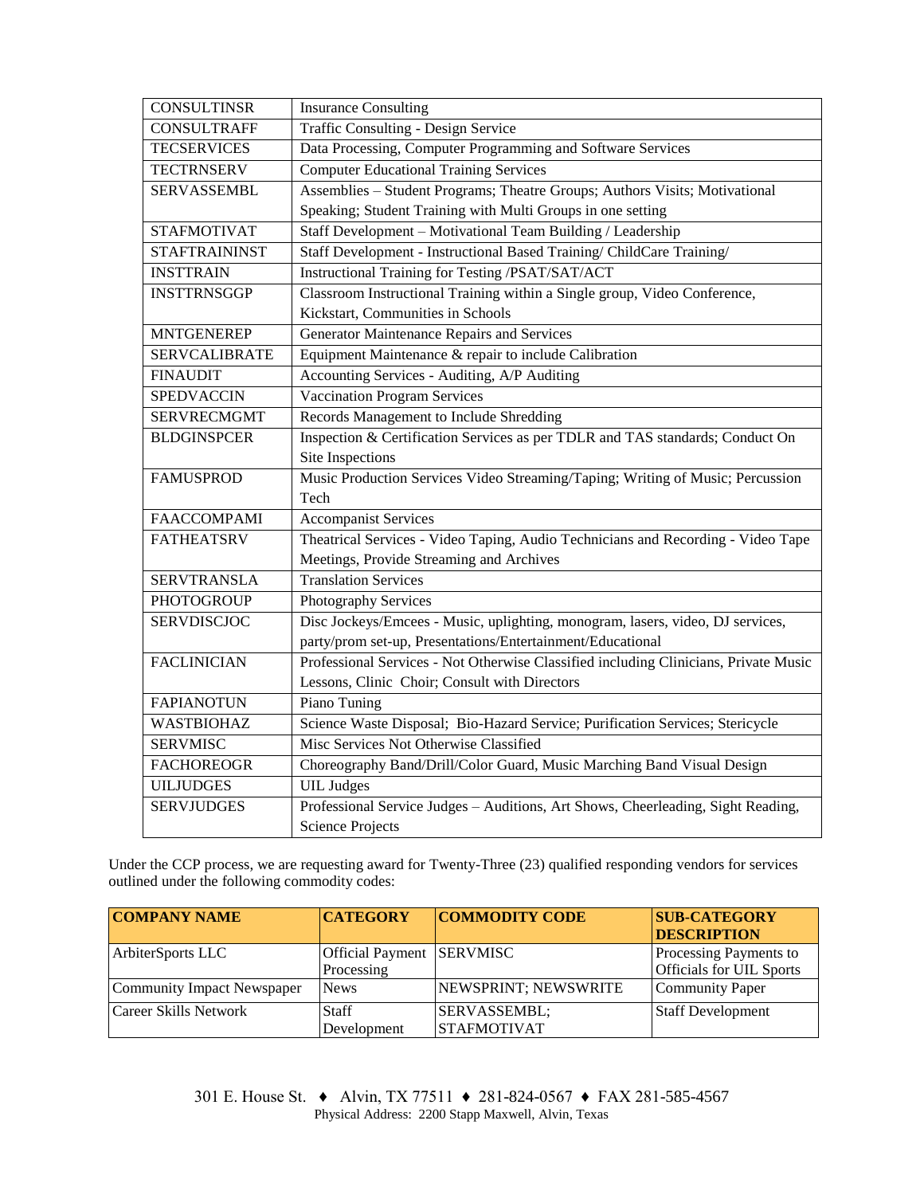| | |
|---|---|
| CONSULTINSR | Insurance Consulting |
| CONSULTRAFF | Traffic Consulting - Design Service |
| TECSERVICES | Data Processing, Computer Programming and Software Services |
| TECTRNSERV | Computer Educational Training Services |
| SERVASSEMBL | Assemblies – Student Programs; Theatre Groups; Authors Visits; Motivational Speaking; Student Training with Multi Groups in one setting |
| STAFMOTIVAT | Staff Development – Motivational Team Building / Leadership |
| STAFTRAININST | Staff Development - Instructional Based Training/ ChildCare Training/ |
| INSTTRAIN | Instructional Training for Testing /PSAT/SAT/ACT |
| INSTTRNSGGP | Classroom Instructional Training within a Single group, Video Conference, Kickstart, Communities in Schools |
| MNTGENEREP | Generator Maintenance Repairs and Services |
| SERVCALIBRATE | Equipment Maintenance & repair to include Calibration |
| FINAUDIT | Accounting Services - Auditing, A/P Auditing |
| SPEDVACCIN | Vaccination Program Services |
| SERVRECMGMT | Records Management to Include Shredding |
| BLDGINSPCER | Inspection & Certification Services as per TDLR and TAS standards; Conduct On Site Inspections |
| FAMUSPROD | Music Production Services Video Streaming/Taping; Writing of Music; Percussion Tech |
| FAACCOMPAMI | Accompanist Services |
| FATHEATSRV | Theatrical Services - Video Taping, Audio Technicians and Recording - Video Tape Meetings, Provide Streaming and Archives |
| SERVTRANSLA | Translation Services |
| PHOTOGROUP | Photography Services |
| SERVDISCJOC | Disc Jockeys/Emcees - Music, uplighting, monogram, lasers, video, DJ services, party/prom set-up, Presentations/Entertainment/Educational |
| FACLINICIAN | Professional Services - Not Otherwise Classified including Clinicians, Private Music Lessons, Clinic Choir; Consult with Directors |
| FAPIANOTUN | Piano Tuning |
| WASTBIOHAZ | Science Waste Disposal; Bio-Hazard Service; Purification Services; Stericycle |
| SERVMISC | Misc Services Not Otherwise Classified |
| FACHOREOGR | Choreography Band/Drill/Color Guard, Music Marching Band Visual Design |
| UILJUDGES | UIL Judges |
| SERVJUDGES | Professional Service Judges – Auditions, Art Shows, Cheerleading, Sight Reading, Science Projects |

Under the CCP process, we are requesting award for Twenty-Three (23) qualified responding vendors for services outlined under the following commodity codes:

| COMPANY NAME | CATEGORY | COMMODITY CODE | SUB-CATEGORY DESCRIPTION |
|---|---|---|---|
| ArbiterSports LLC | Official Payment Processing | SERVMISC | Processing Payments to Officials for UIL Sports |
| Community Impact Newspaper | News | NEWSPRINT; NEWSWRITE | Community Paper |
| Career Skills Network | Staff Development | SERVASSEMBL; STAFMOTIVAT | Staff Development |

301 E. House St. ♦ Alvin, TX 77511 ♦ 281-824-0567 ♦ FAX 281-585-4567
Physical Address: 2200 Stapp Maxwell, Alvin, Texas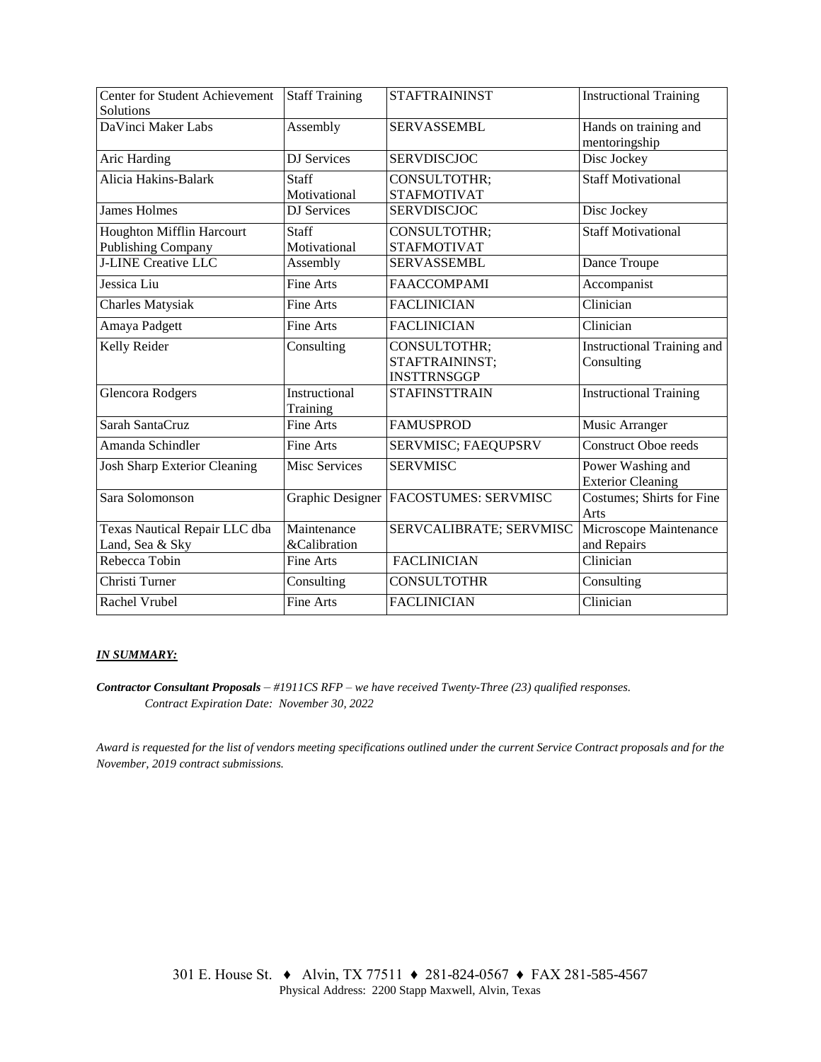| | | | |
|---|---|---|---|
| Center for Student Achievement Solutions | Staff Training | STAFTRAININST | Instructional Training |
| DaVinci Maker Labs | Assembly | SERVASSEMBL | Hands on training and mentoringship |
| Aric Harding | DJ Services | SERVDISCJOC | Disc Jockey |
| Alicia Hakins-Balark | Staff Motivational | CONSULTOTHR; STAFMOTIVAT | Staff Motivational |
| James Holmes | DJ Services | SERVDISCJOC | Disc Jockey |
| Houghton Mifflin Harcourt Publishing Company | Staff Motivational | CONSULTOTHR; STAFMOTIVAT | Staff Motivational |
| J-LINE Creative LLC | Assembly | SERVASSEMBL | Dance Troupe |
| Jessica Liu | Fine Arts | FAACCOMPAMI | Accompanist |
| Charles Matysiak | Fine Arts | FACLINICIAN | Clinician |
| Amaya Padgett | Fine Arts | FACLINICIAN | Clinician |
| Kelly Reider | Consulting | CONSULTOTHR; STAFTRAININST; INSTTRNSGGP | Instructional Training and Consulting |
| Glencora Rodgers | Instructional Training | STAFINSTTRAIN | Instructional Training |
| Sarah SantaCruz | Fine Arts | FAMUSPROD | Music Arranger |
| Amanda Schindler | Fine Arts | SERVMISC; FAEQUPSRV | Construct Oboe reeds |
| Josh Sharp Exterior Cleaning | Misc Services | SERVMISC | Power Washing and Exterior Cleaning |
| Sara Solomonson | Graphic Designer | FACOSTUMES: SERVMISC | Costumes; Shirts for Fine Arts |
| Texas Nautical Repair LLC dba Land, Sea & Sky | Maintenance &Calibration | SERVCALIBRATE; SERVMISC | Microscope Maintenance and Repairs |
| Rebecca Tobin | Fine Arts | FACLINICIAN | Clinician |
| Christi Turner | Consulting | CONSULTOTHR | Consulting |
| Rachel Vrubel | Fine Arts | FACLINICIAN | Clinician |

***IN SUMMARY:***

***Contractor Consultant Proposals** – #1911CS RFP – we have received Twenty-Three (23) qualified responses.*
*Contract Expiration Date: November 30, 2022*

*Award is requested for the list of vendors meeting specifications outlined under the current Service Contract proposals and for the November, 2019 contract submissions.*

301 E. House St. ♦ Alvin, TX 77511 ♦ 281-824-0567 ♦ FAX 281-585-4567
Physical Address: 2200 Stapp Maxwell, Alvin, Texas